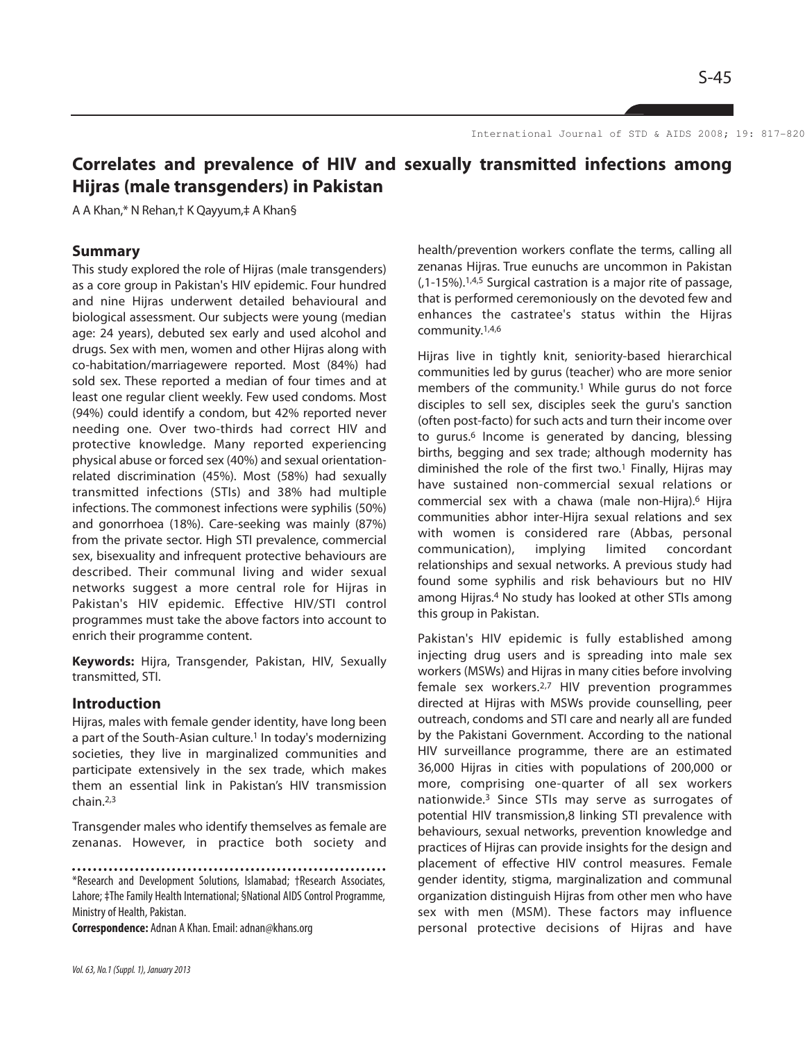International Journal of STD & AIDS 2008; 19: 817-820

# Correlates and prevalence of HIV and sexually transmitted infections among Hijras (male transgenders) in Pakistan

A A Khan,* N Rehan,† K Qayyum,‡ A Khan§

## Summary

This study explored the role of Hijras (male transgenders) as a core group in Pakistan's HIV epidemic. Four hundred and nine Hijras underwent detailed behavioural and biological assessment. Our subjects were young (median age: 24 years), debuted sex early and used alcohol and drugs. Sex with men, women and other Hijras along with co-habitation/marriagewere reported. Most (84%) had sold sex. These reported a median of four times and at least one regular client weekly. Few used condoms. Most (94%) could identify a condom, but 42% reported never needing one. Over two-thirds had correct HIV and protective knowledge. Many reported experiencing physical abuse or forced sex (40%) and sexual orientation-related discrimination (45%). Most (58%) had sexually transmitted infections (STIs) and 38% had multiple infections. The commonest infections were syphilis (50%) and gonorrhoea (18%). Care-seeking was mainly (87%) from the private sector. High STI prevalence, commercial sex, bisexuality and infrequent protective behaviours are described. Their communal living and wider sexual networks suggest a more central role for Hijras in Pakistan's HIV epidemic. Effective HIV/STI control programmes must take the above factors into account to enrich their programme content.

**Keywords:** Hijra, Transgender, Pakistan, HIV, Sexually transmitted, STI.

## Introduction

Hijras, males with female gender identity, have long been a part of the South-Asian culture.[1] In today's modernizing societies, they live in marginalized communities and participate extensively in the sex trade, which makes them an essential link in Pakistan's HIV transmission chain.[2,3]

Transgender males who identify themselves as female are zenanas. However, in practice both society and health/prevention workers conflate the terms, calling all zenanas Hijras. True eunuchs are uncommon in Pakistan (,1-15%).[1,4,5] Surgical castration is a major rite of passage, that is performed ceremoniously on the devoted few and enhances the castratee's status within the Hijras community.[1,4,6]

Hijras live in tightly knit, seniority-based hierarchical communities led by gurus (teacher) who are more senior members of the community.[1] While gurus do not force disciples to sell sex, disciples seek the guru's sanction (often post-facto) for such acts and turn their income over to gurus.[6] Income is generated by dancing, blessing births, begging and sex trade; although modernity has diminished the role of the first two.[1] Finally, Hijras may have sustained non-commercial sexual relations or commercial sex with a chawa (male non-Hijra).[6] Hijra communities abhor inter-Hijra sexual relations and sex with women is considered rare (Abbas, personal communication), implying limited concordant relationships and sexual networks. A previous study had found some syphilis and risk behaviours but no HIV among Hijras.[4] No study has looked at other STIs among this group in Pakistan.

Pakistan's HIV epidemic is fully established among injecting drug users and is spreading into male sex workers (MSWs) and Hijras in many cities before involving female sex workers.[2,7] HIV prevention programmes directed at Hijras with MSWs provide counselling, peer outreach, condoms and STI care and nearly all are funded by the Pakistani Government. According to the national HIV surveillance programme, there are an estimated 36,000 Hijras in cities with populations of 200,000 or more, comprising one-quarter of all sex workers nationwide.[3] Since STIs may serve as surrogates of potential HIV transmission,8 linking STI prevalence with behaviours, sexual networks, prevention knowledge and practices of Hijras can provide insights for the design and placement of effective HIV control measures. Female gender identity, stigma, marginalization and communal organization distinguish Hijras from other men who have sex with men (MSM). These factors may influence personal protective decisions of Hijras and have

---

*Research and Development Solutions, Islamabad; †Research Associates, Lahore; ‡The Family Health International; §National AIDS Control Programme, Ministry of Health, Pakistan.

**Correspondence:** Adnan A Khan. Email: adnan@khans.org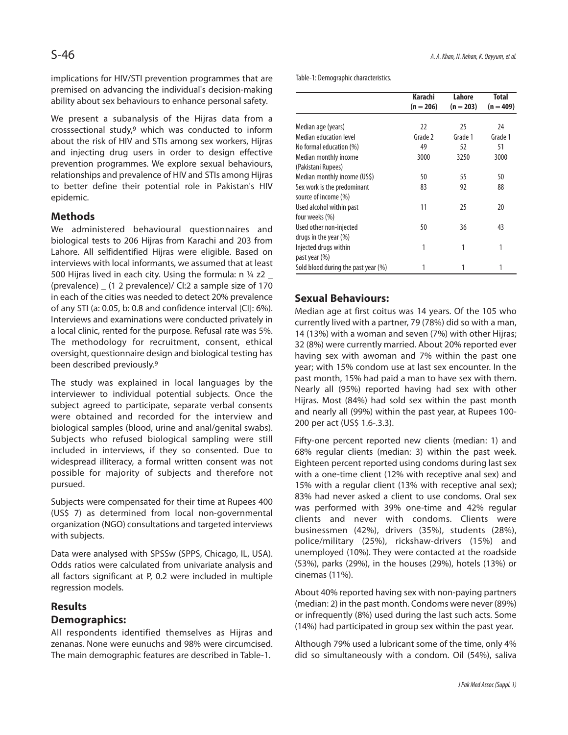implications for HIV/STI prevention programmes that are premised on advancing the individual's decision-making ability about sex behaviours to enhance personal safety.

We present a subanalysis of the Hijras data from a crosssectional study,[9] which was conducted to inform about the risk of HIV and STIs among sex workers, Hijras and injecting drug users in order to design effective prevention programmes. We explore sexual behaviours, relationships and prevalence of HIV and STIs among Hijras to better define their potential role in Pakistan's HIV epidemic.

## Methods

We administered behavioural questionnaires and biological tests to 206 Hijras from Karachi and 203 from Lahore. All selfidentified Hijras were eligible. Based on interviews with local informants, we assumed that at least 500 Hijras lived in each city. Using the formula: n ¼ z2 _ (prevalence) _ (1 2 prevalence)/ CI:2 a sample size of 170 in each of the cities was needed to detect 20% prevalence of any STI (a: 0.05, b: 0.8 and confidence interval [CI]: 6%). Interviews and examinations were conducted privately in a local clinic, rented for the purpose. Refusal rate was 5%. The methodology for recruitment, consent, ethical oversight, questionnaire design and biological testing has been described previously.[9]

The study was explained in local languages by the interviewer to individual potential subjects. Once the subject agreed to participate, separate verbal consents were obtained and recorded for the interview and biological samples (blood, urine and anal/genital swabs). Subjects who refused biological sampling were still included in interviews, if they so consented. Due to widespread illiteracy, a formal written consent was not possible for majority of subjects and therefore not pursued.

Subjects were compensated for their time at Rupees 400 (US$ 7) as determined from local non-governmental organization (NGO) consultations and targeted interviews with subjects.

Data were analysed with SPSSw (SPPS, Chicago, IL, USA). Odds ratios were calculated from univariate analysis and all factors significant at P, 0.2 were included in multiple regression models.

## Results

### Demographics:

All respondents identified themselves as Hijras and zenanas. None were eunuchs and 98% were circumcised. The main demographic features are described in Table-1.

Table-1: Demographic characteristics.

| | Karachi (n = 206) | Lahore (n = 203) | Total (n = 409) |
|---|---|---|---|
| Median age (years) | 22 | 25 | 24 |
| Median education level | Grade 2 | Grade 1 | Grade 1 |
| No formal education (%) | 49 | 52 | 51 |
| Median monthly income (Pakistani Rupees) | 3000 | 3250 | 3000 |
| Median monthly income (US$) | 50 | 55 | 50 |
| Sex work is the predominant source of income (%) | 83 | 92 | 88 |
| Used alcohol within past four weeks (%) | 11 | 25 | 20 |
| Used other non-injected drugs in the year (%) | 50 | 36 | 43 |
| Injected drugs within past year (%) | 1 | 1 | 1 |
| Sold blood during the past year (%) | 1 | 1 | 1 |

### Sexual Behaviours:

Median age at first coitus was 14 years. Of the 105 who currently lived with a partner, 79 (78%) did so with a man, 14 (13%) with a woman and seven (7%) with other Hijras; 32 (8%) were currently married. About 20% reported ever having sex with awoman and 7% within the past one year; with 15% condom use at last sex encounter. In the past month, 15% had paid a man to have sex with them. Nearly all (95%) reported having had sex with other Hijras. Most (84%) had sold sex within the past month and nearly all (99%) within the past year, at Rupees 100-200 per act (US$ 1.6-.3.3).

Fifty-one percent reported new clients (median: 1) and 68% regular clients (median: 3) within the past week. Eighteen percent reported using condoms during last sex with a one-time client (12% with receptive anal sex) and 15% with a regular client (13% with receptive anal sex); 83% had never asked a client to use condoms. Oral sex was performed with 39% one-time and 42% regular clients and never with condoms. Clients were businessmen (42%), drivers (35%), students (28%), police/military (25%), rickshaw-drivers (15%) and unemployed (10%). They were contacted at the roadside (53%), parks (29%), in the houses (29%), hotels (13%) or cinemas (11%).

About 40% reported having sex with non-paying partners (median: 2) in the past month. Condoms were never (89%) or infrequently (8%) used during the last such acts. Some (14%) had participated in group sex within the past year.

Although 79% used a lubricant some of the time, only 4% did so simultaneously with a condom. Oil (54%), saliva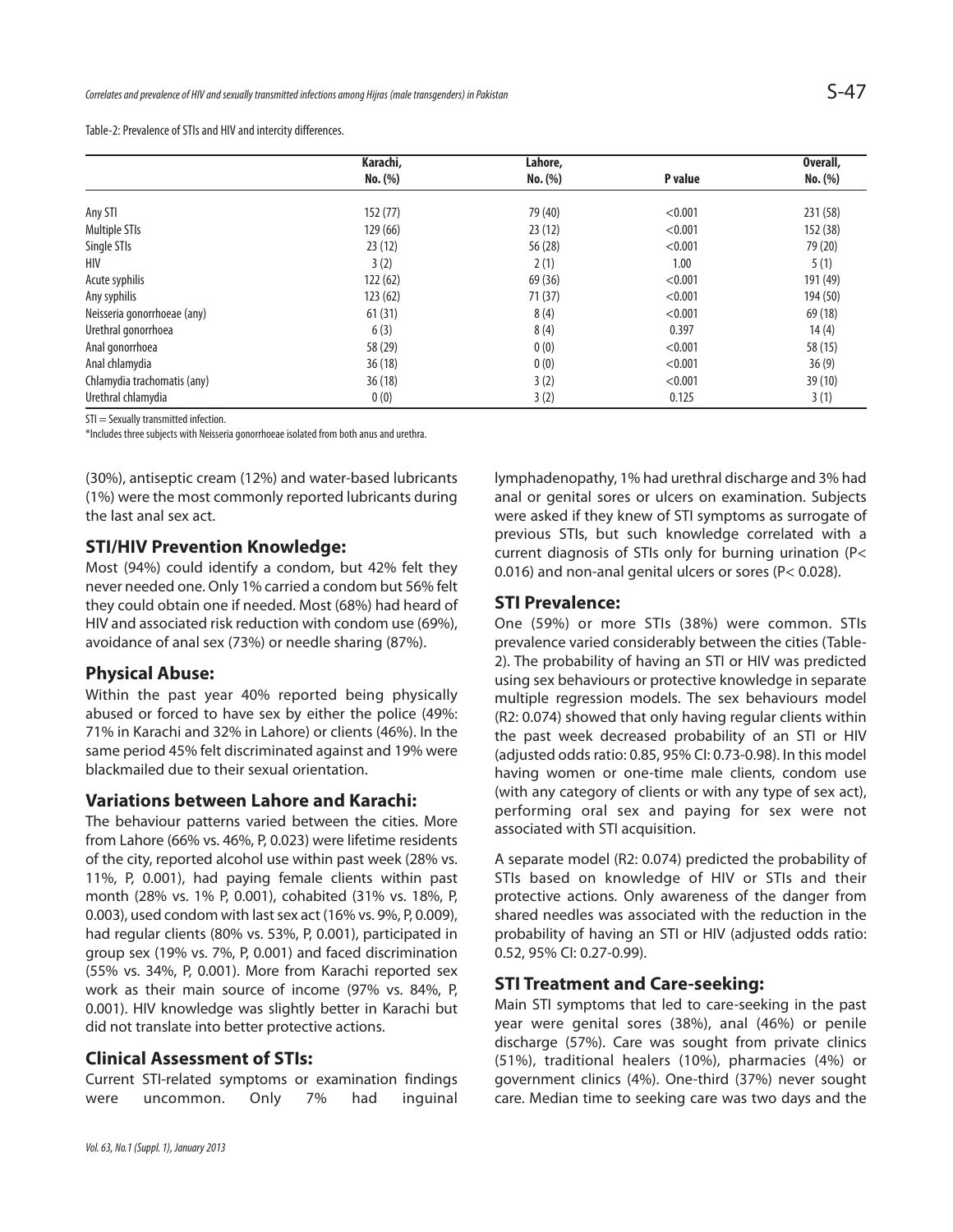Table-2: Prevalence of STIs and HIV and intercity differences.

| | Karachi, No. (%) | Lahore, No. (%) | P value | Overall, No. (%) |
|---|---|---|---|---|
| Any STI | 152 (77) | 79 (40) | <0.001 | 231 (58) |
| Multiple STIs | 129 (66) | 23 (12) | <0.001 | 152 (38) |
| Single STIs | 23 (12) | 56 (28) | <0.001 | 79 (20) |
| HIV | 3 (2) | 2 (1) | 1.00 | 5 (1) |
| Acute syphilis | 122 (62) | 69 (36) | <0.001 | 191 (49) |
| Any syphilis | 123 (62) | 71 (37) | <0.001 | 194 (50) |
| Neisseria gonorrhoeae (any) | 61 (31) | 8 (4) | <0.001 | 69 (18) |
| Urethral gonorrhoea | 6 (3) | 8 (4) | 0.397 | 14 (4) |
| Anal gonorrhoea | 58 (29) | 0 (0) | <0.001 | 58 (15) |
| Anal chlamydia | 36 (18) | 0 (0) | <0.001 | 36 (9) |
| Chlamydia trachomatis (any) | 36 (18) | 3 (2) | <0.001 | 39 (10) |
| Urethral chlamydia | 0 (0) | 3 (2) | 0.125 | 3 (1) |

STI = Sexually transmitted infection.

*Includes three subjects with Neisseria gonorrhoeae isolated from both anus and urethra.

(30%), antiseptic cream (12%) and water-based lubricants (1%) were the most commonly reported lubricants during the last anal sex act.

## STI/HIV Prevention Knowledge:

Most (94%) could identify a condom, but 42% felt they never needed one. Only 1% carried a condom but 56% felt they could obtain one if needed. Most (68%) had heard of HIV and associated risk reduction with condom use (69%), avoidance of anal sex (73%) or needle sharing (87%).

## Physical Abuse:

Within the past year 40% reported being physically abused or forced to have sex by either the police (49%: 71% in Karachi and 32% in Lahore) or clients (46%). In the same period 45% felt discriminated against and 19% were blackmailed due to their sexual orientation.

## Variations between Lahore and Karachi:

The behaviour patterns varied between the cities. More from Lahore (66% vs. 46%, P, 0.023) were lifetime residents of the city, reported alcohol use within past week (28% vs. 11%, P, 0.001), had paying female clients within past month (28% vs. 1% P, 0.001), cohabited (31% vs. 18%, P, 0.003), used condom with last sex act (16% vs. 9%, P, 0.009), had regular clients (80% vs. 53%, P, 0.001), participated in group sex (19% vs. 7%, P, 0.001) and faced discrimination (55% vs. 34%, P, 0.001). More from Karachi reported sex work as their main source of income (97% vs. 84%, P, 0.001). HIV knowledge was slightly better in Karachi but did not translate into better protective actions.

## Clinical Assessment of STIs:

Current STI-related symptoms or examination findings were uncommon. Only 7% had inguinal lymphadenopathy, 1% had urethral discharge and 3% had anal or genital sores or ulcers on examination. Subjects were asked if they knew of STI symptoms as surrogate of previous STIs, but such knowledge correlated with a current diagnosis of STIs only for burning urination (P< 0.016) and non-anal genital ulcers or sores (P< 0.028).

## STI Prevalence:

One (59%) or more STIs (38%) were common. STIs prevalence varied considerably between the cities (Table-2). The probability of having an STI or HIV was predicted using sex behaviours or protective knowledge in separate multiple regression models. The sex behaviours model (R2: 0.074) showed that only having regular clients within the past week decreased probability of an STI or HIV (adjusted odds ratio: 0.85, 95% CI: 0.73-0.98). In this model having women or one-time male clients, condom use (with any category of clients or with any type of sex act), performing oral sex and paying for sex were not associated with STI acquisition.

A separate model (R2: 0.074) predicted the probability of STIs based on knowledge of HIV or STIs and their protective actions. Only awareness of the danger from shared needles was associated with the reduction in the probability of having an STI or HIV (adjusted odds ratio: 0.52, 95% CI: 0.27-0.99).

## STI Treatment and Care-seeking:

Main STI symptoms that led to care-seeking in the past year were genital sores (38%), anal (46%) or penile discharge (57%). Care was sought from private clinics (51%), traditional healers (10%), pharmacies (4%) or government clinics (4%). One-third (37%) never sought care. Median time to seeking care was two days and the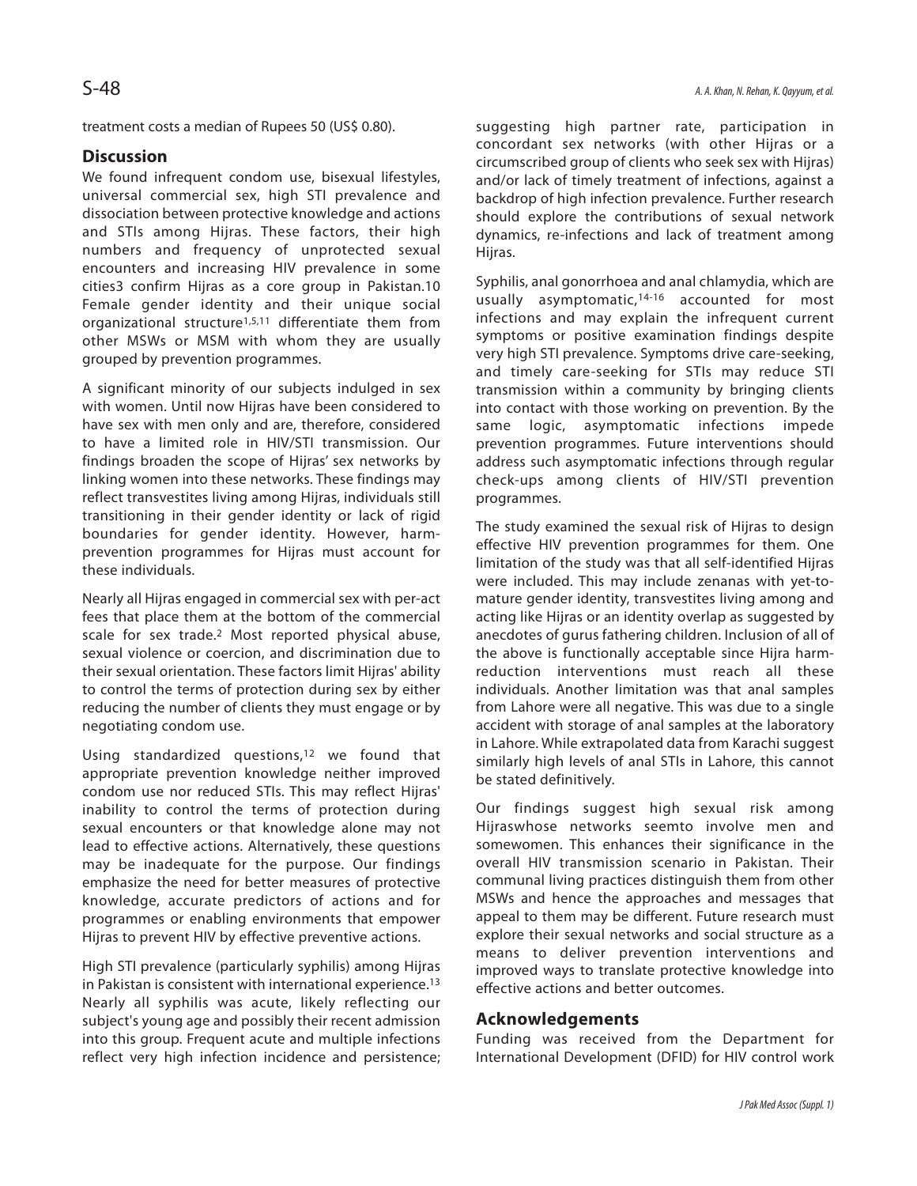treatment costs a median of Rupees 50 (US$ 0.80).

## Discussion

We found infrequent condom use, bisexual lifestyles, universal commercial sex, high STI prevalence and dissociation between protective knowledge and actions and STIs among Hijras. These factors, their high numbers and frequency of unprotected sexual encounters and increasing HIV prevalence in some cities3 confirm Hijras as a core group in Pakistan.10 Female gender identity and their unique social organizational structure[1,5,11] differentiate them from other MSWs or MSM with whom they are usually grouped by prevention programmes.

A significant minority of our subjects indulged in sex with women. Until now Hijras have been considered to have sex with men only and are, therefore, considered to have a limited role in HIV/STI transmission. Our findings broaden the scope of Hijras' sex networks by linking women into these networks. These findings may reflect transvestites living among Hijras, individuals still transitioning in their gender identity or lack of rigid boundaries for gender identity. However, harm-prevention programmes for Hijras must account for these individuals.

Nearly all Hijras engaged in commercial sex with per-act fees that place them at the bottom of the commercial scale for sex trade.[2] Most reported physical abuse, sexual violence or coercion, and discrimination due to their sexual orientation. These factors limit Hijras' ability to control the terms of protection during sex by either reducing the number of clients they must engage or by negotiating condom use.

Using standardized questions,[12] we found that appropriate prevention knowledge neither improved condom use nor reduced STIs. This may reflect Hijras' inability to control the terms of protection during sexual encounters or that knowledge alone may not lead to effective actions. Alternatively, these questions may be inadequate for the purpose. Our findings emphasize the need for better measures of protective knowledge, accurate predictors of actions and for programmes or enabling environments that empower Hijras to prevent HIV by effective preventive actions.

High STI prevalence (particularly syphilis) among Hijras in Pakistan is consistent with international experience.[13] Nearly all syphilis was acute, likely reflecting our subject's young age and possibly their recent admission into this group. Frequent acute and multiple infections reflect very high infection incidence and persistence; suggesting high partner rate, participation in concordant sex networks (with other Hijras or a circumscribed group of clients who seek sex with Hijras) and/or lack of timely treatment of infections, against a backdrop of high infection prevalence. Further research should explore the contributions of sexual network dynamics, re-infections and lack of treatment among Hijras.

Syphilis, anal gonorrhoea and anal chlamydia, which are usually asymptomatic,[14-16] accounted for most infections and may explain the infrequent current symptoms or positive examination findings despite very high STI prevalence. Symptoms drive care-seeking, and timely care-seeking for STIs may reduce STI transmission within a community by bringing clients into contact with those working on prevention. By the same logic, asymptomatic infections impede prevention programmes. Future interventions should address such asymptomatic infections through regular check-ups among clients of HIV/STI prevention programmes.

The study examined the sexual risk of Hijras to design effective HIV prevention programmes for them. One limitation of the study was that all self-identified Hijras were included. This may include zenanas with yet-to-mature gender identity, transvestites living among and acting like Hijras or an identity overlap as suggested by anecdotes of gurus fathering children. Inclusion of all of the above is functionally acceptable since Hijra harm-reduction interventions must reach all these individuals. Another limitation was that anal samples from Lahore were all negative. This was due to a single accident with storage of anal samples at the laboratory in Lahore. While extrapolated data from Karachi suggest similarly high levels of anal STIs in Lahore, this cannot be stated definitively.

Our findings suggest high sexual risk among Hijraswhose networks seemto involve men and somewomen. This enhances their significance in the overall HIV transmission scenario in Pakistan. Their communal living practices distinguish them from other MSWs and hence the approaches and messages that appeal to them may be different. Future research must explore their sexual networks and social structure as a means to deliver prevention interventions and improved ways to translate protective knowledge into effective actions and better outcomes.

## Acknowledgements

Funding was received from the Department for International Development (DFID) for HIV control work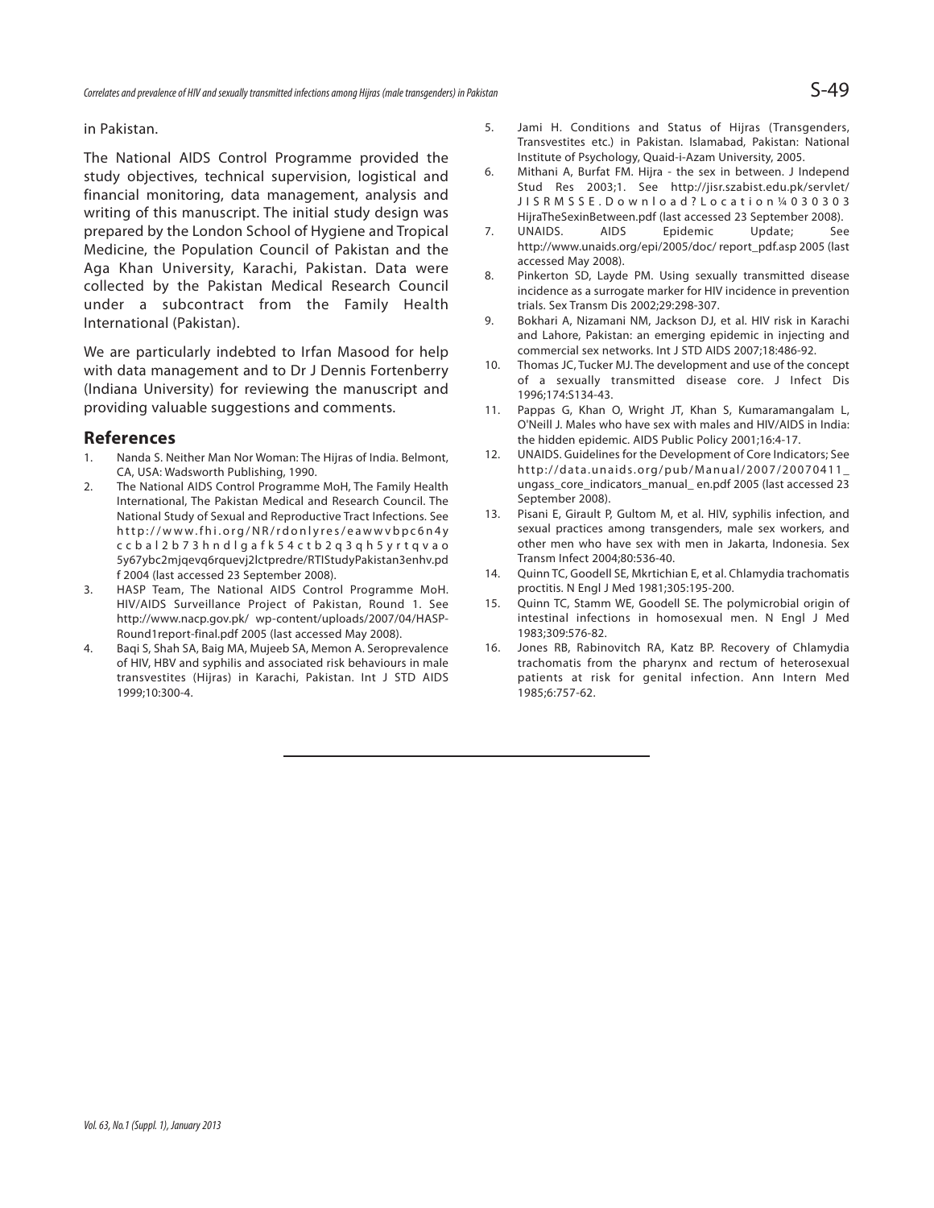in Pakistan.

The National AIDS Control Programme provided the study objectives, technical supervision, logistical and financial monitoring, data management, analysis and writing of this manuscript. The initial study design was prepared by the London School of Hygiene and Tropical Medicine, the Population Council of Pakistan and the Aga Khan University, Karachi, Pakistan. Data were collected by the Pakistan Medical Research Council under a subcontract from the Family Health International (Pakistan).

We are particularly indebted to Irfan Masood for help with data management and to Dr J Dennis Fortenberry (Indiana University) for reviewing the manuscript and providing valuable suggestions and comments.

## References

1. Nanda S. Neither Man Nor Woman: The Hijras of India. Belmont, CA, USA: Wadsworth Publishing, 1990.
2. The National AIDS Control Programme MoH, The Family Health International, The Pakistan Medical and Research Council. The National Study of Sexual and Reproductive Tract Infections. See http://www.fhi.org/NR/rdonlyres/eawwvbpc6n4yccbal2b73hndlgafk54ctb2q3qh5yrtqvao5y67ybc2mjqevq6rquevj2lctpredre/RTIStudyPakistan3enhv.pdf 2004 (last accessed 23 September 2008).
3. HASP Team, The National AIDS Control Programme MoH. HIV/AIDS Surveillance Project of Pakistan, Round 1. See http://www.nacp.gov.pk/ wp-content/uploads/2007/04/HASP-Round1report-final.pdf 2005 (last accessed May 2008).
4. Baqi S, Shah SA, Baig MA, Mujeeb SA, Memon A. Seroprevalence of HIV, HBV and syphilis and associated risk behaviours in male transvestites (Hijras) in Karachi, Pakistan. Int J STD AIDS 1999;10:300-4.
5. Jami H. Conditions and Status of Hijras (Transgenders, Transvestites etc.) in Pakistan. Islamabad, Pakistan: National Institute of Psychology, Quaid-i-Azam University, 2005.
6. Mithani A, Burfat FM. Hijra - the sex in between. J Independ Stud Res 2003;1. See http://jisr.szabist.edu.pk/servlet/JISRMSSE.Download?Location¼030303HijraTheSexinBetween.pdf (last accessed 23 September 2008).
7. UNAIDS. AIDS Epidemic Update; See http://www.unaids.org/epi/2005/doc/ report_pdf.asp 2005 (last accessed May 2008).
8. Pinkerton SD, Layde PM. Using sexually transmitted disease incidence as a surrogate marker for HIV incidence in prevention trials. Sex Transm Dis 2002;29:298-307.
9. Bokhari A, Nizamani NM, Jackson DJ, et al. HIV risk in Karachi and Lahore, Pakistan: an emerging epidemic in injecting and commercial sex networks. Int J STD AIDS 2007;18:486-92.
10. Thomas JC, Tucker MJ. The development and use of the concept of a sexually transmitted disease core. J Infect Dis 1996;174:S134-43.
11. Pappas G, Khan O, Wright JT, Khan S, Kumaramangalam L, O'Neill J. Males who have sex with males and HIV/AIDS in India: the hidden epidemic. AIDS Public Policy 2001;16:4-17.
12. UNAIDS. Guidelines for the Development of Core Indicators; See http://data.unaids.org/pub/Manual/2007/20070411_ungass_core_indicators_manual_ en.pdf 2005 (last accessed 23 September 2008).
13. Pisani E, Girault P, Gultom M, et al. HIV, syphilis infection, and sexual practices among transgenders, male sex workers, and other men who have sex with men in Jakarta, Indonesia. Sex Transm Infect 2004;80:536-40.
14. Quinn TC, Goodell SE, Mkrtichian E, et al. Chlamydia trachomatis proctitis. N Engl J Med 1981;305:195-200.
15. Quinn TC, Stamm WE, Goodell SE. The polymicrobial origin of intestinal infections in homosexual men. N Engl J Med 1983;309:576-82.
16. Jones RB, Rabinovitch RA, Katz BP. Recovery of Chlamydia trachomatis from the pharynx and rectum of heterosexual patients at risk for genital infection. Ann Intern Med 1985;6:757-62.